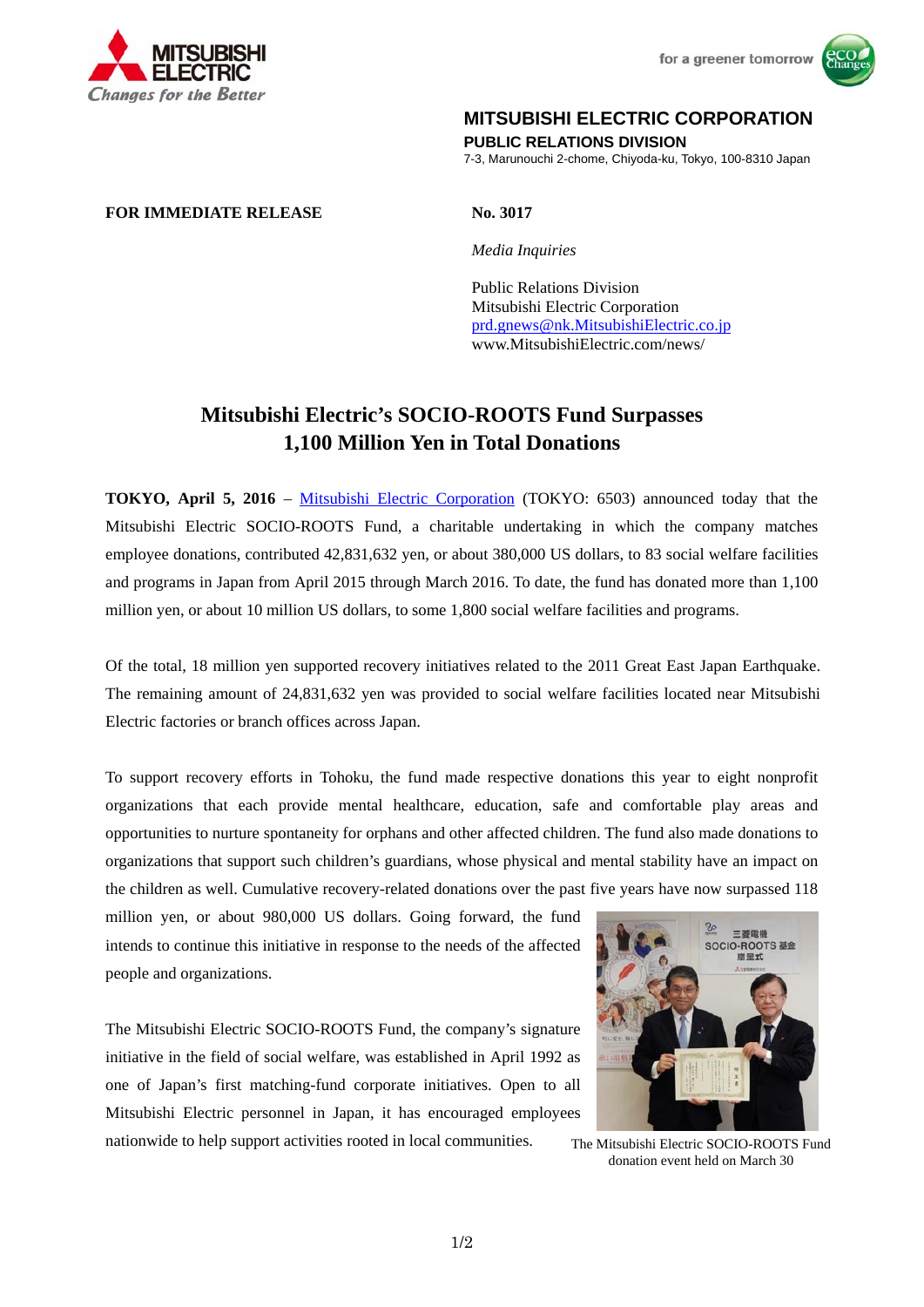**MITSUBISHI ELECTRIC CORPORATION**
**PUBLIC RELATIONS DIVISION**
7-3, Marunouchi 2-chome, Chiyoda-ku, Tokyo, 100-8310 Japan

**FOR IMMEDIATE RELEASE**

**No. 3017**

*Media Inquiries*

Public Relations Division
Mitsubishi Electric Corporation
prd.gnews@nk.MitsubishiElectric.co.jp
www.MitsubishiElectric.com/news/

# Mitsubishi Electric's SOCIO-ROOTS Fund Surpasses 1,100 Million Yen in Total Donations

**TOKYO, April 5, 2016** – Mitsubishi Electric Corporation (TOKYO: 6503) announced today that the Mitsubishi Electric SOCIO-ROOTS Fund, a charitable undertaking in which the company matches employee donations, contributed 42,831,632 yen, or about 380,000 US dollars, to 83 social welfare facilities and programs in Japan from April 2015 through March 2016. To date, the fund has donated more than 1,100 million yen, or about 10 million US dollars, to some 1,800 social welfare facilities and programs.

Of the total, 18 million yen supported recovery initiatives related to the 2011 Great East Japan Earthquake. The remaining amount of 24,831,632 yen was provided to social welfare facilities located near Mitsubishi Electric factories or branch offices across Japan.

To support recovery efforts in Tohoku, the fund made respective donations this year to eight nonprofit organizations that each provide mental healthcare, education, safe and comfortable play areas and opportunities to nurture spontaneity for orphans and other affected children. The fund also made donations to organizations that support such children's guardians, whose physical and mental stability have an impact on the children as well. Cumulative recovery-related donations over the past five years have now surpassed 118 million yen, or about 980,000 US dollars. Going forward, the fund intends to continue this initiative in response to the needs of the affected people and organizations.

The Mitsubishi Electric SOCIO-ROOTS Fund, the company's signature initiative in the field of social welfare, was established in April 1992 as one of Japan's first matching-fund corporate initiatives. Open to all Mitsubishi Electric personnel in Japan, it has encouraged employees nationwide to help support activities rooted in local communities.

The Mitsubishi Electric SOCIO-ROOTS Fund donation event held on March 30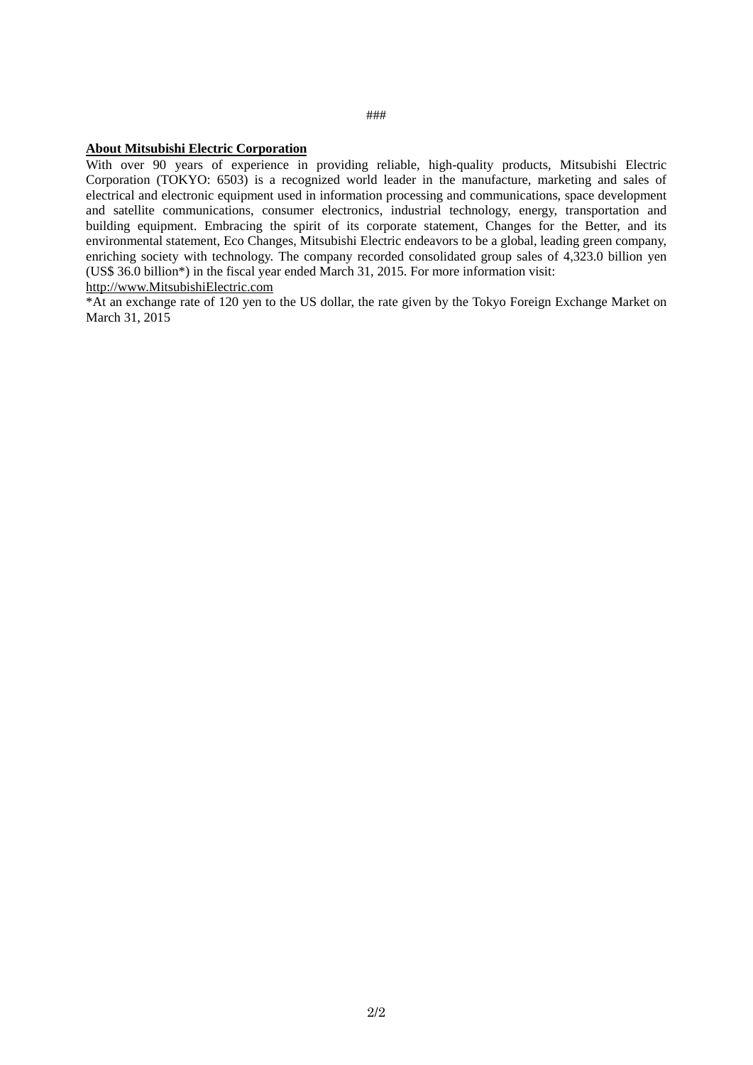###

**About Mitsubishi Electric Corporation**

With over 90 years of experience in providing reliable, high-quality products, Mitsubishi Electric Corporation (TOKYO: 6503) is a recognized world leader in the manufacture, marketing and sales of electrical and electronic equipment used in information processing and communications, space development and satellite communications, consumer electronics, industrial technology, energy, transportation and building equipment. Embracing the spirit of its corporate statement, Changes for the Better, and its environmental statement, Eco Changes, Mitsubishi Electric endeavors to be a global, leading green company, enriching society with technology. The company recorded consolidated group sales of 4,323.0 billion yen (US$ 36.0 billion*) in the fiscal year ended March 31, 2015. For more information visit:
http://www.MitsubishiElectric.com

*At an exchange rate of 120 yen to the US dollar, the rate given by the Tokyo Foreign Exchange Market on March 31, 2015